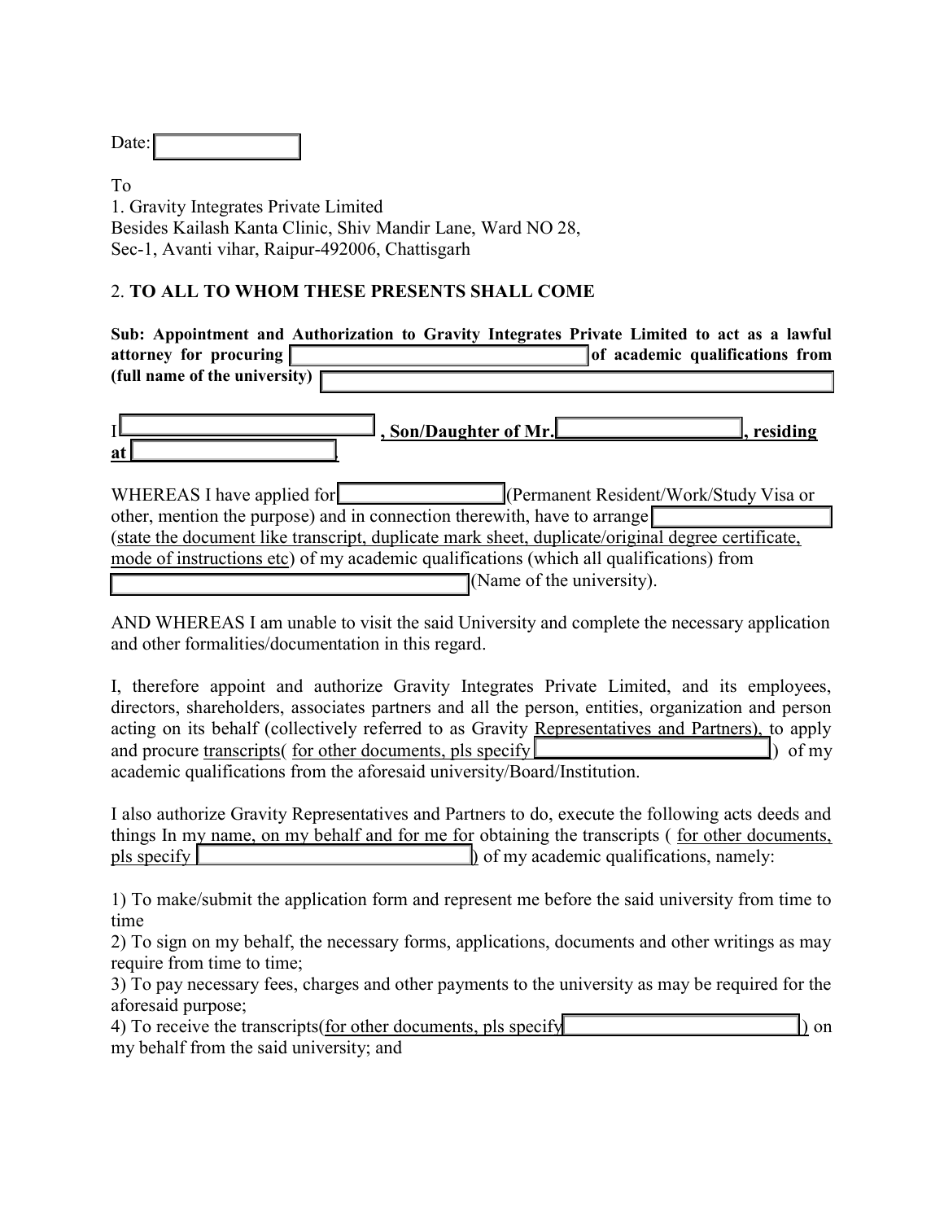Date: ____________

To
1. Gravity Integrates Private Limited
Besides Kailash Kanta Clinic, Shiv Mandir Lane, Ward NO 28,
Sec-1, Avanti vihar, Raipur-492006, Chattisgarh

2. **TO ALL TO WHOM THESE PRESENTS SHALL COME**

**Sub: Appointment and Authorization to Gravity Integrates Private Limited to act as a lawful attorney for procuring ____________ of academic qualifications from (full name of the university) ____________**

I ____________ **, Son/Daughter of Mr.** ____________ **, residing at** ____________

WHEREAS I have applied for ____________ (Permanent Resident/Work/Study Visa or other, mention the purpose) and in connection therewith, have to arrange ____________ (state the document like transcript, duplicate mark sheet, duplicate/original degree certificate, mode of instructions etc) of my academic qualifications (which all qualifications) from ____________ (Name of the university).

AND WHEREAS I am unable to visit the said University and complete the necessary application and other formalities/documentation in this regard.

I, therefore appoint and authorize Gravity Integrates Private Limited, and its employees, directors, shareholders, associates partners and all the person, entities, organization and person acting on its behalf (collectively referred to as Gravity Representatives and Partners), to apply and procure transcripts( for other documents, pls specify ____________ ) of my academic qualifications from the aforesaid university/Board/Institution.

I also authorize Gravity Representatives and Partners to do, execute the following acts deeds and things In my name, on my behalf and for me for obtaining the transcripts ( for other documents, pls specify ____________ ) of my academic qualifications, namely:

1) To make/submit the application form and represent me before the said university from time to time
2) To sign on my behalf, the necessary forms, applications, documents and other writings as may require from time to time;
3) To pay necessary fees, charges and other payments to the university as may be required for the aforesaid purpose;
4) To receive the transcripts(for other documents, pls specify ____________ ) on my behalf from the said university; and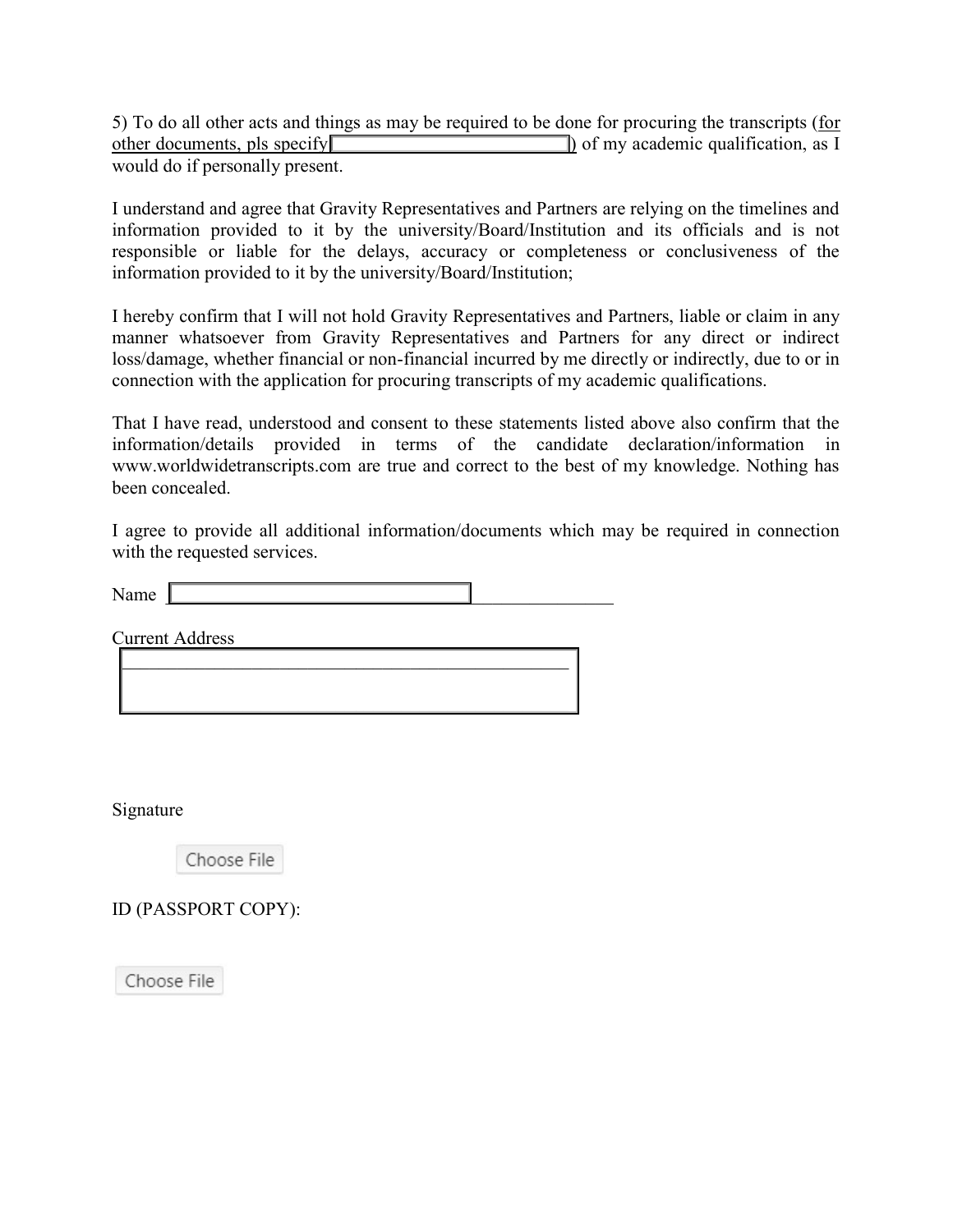5) To do all other acts and things as may be required to be done for procuring the transcripts (for other documents, pls specify ________) of my academic qualification, as I would do if personally present.

I understand and agree that Gravity Representatives and Partners are relying on the timelines and information provided to it by the university/Board/Institution and its officials and is not responsible or liable for the delays, accuracy or completeness or conclusiveness of the information provided to it by the university/Board/Institution;

I hereby confirm that I will not hold Gravity Representatives and Partners, liable or claim in any manner whatsoever from Gravity Representatives and Partners for any direct or indirect loss/damage, whether financial or non-financial incurred by me directly or indirectly, due to or in connection with the application for procuring transcripts of my academic qualifications.

That I have read, understood and consent to these statements listed above also confirm that the information/details provided in terms of the candidate declaration/information in www.worldwidetranscripts.com are true and correct to the best of my knowledge. Nothing has been concealed.

I agree to provide all additional information/documents which may be required in connection with the requested services.

Name ________________

Current Address

________________

Signature

Choose File

ID (PASSPORT COPY):

Choose File